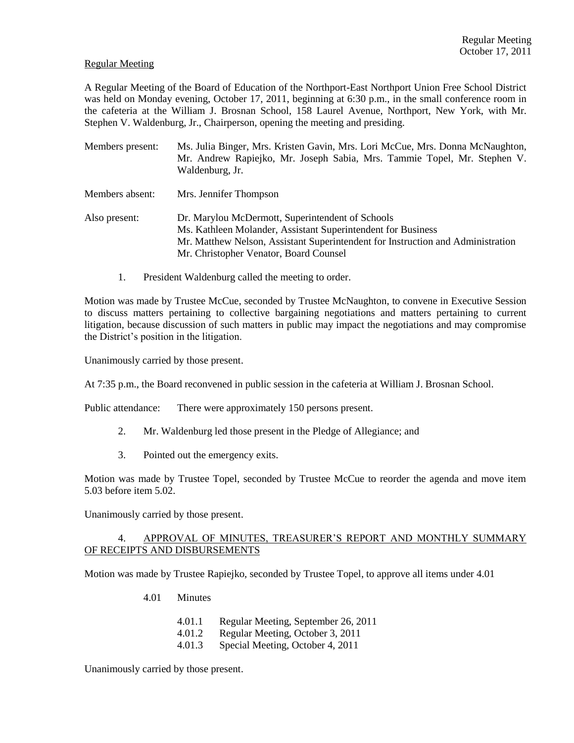Regular Meeting

A Regular Meeting of the Board of Education of the Northport-East Northport Union Free School District was held on Monday evening, October 17, 2011, beginning at 6:30 p.m., in the small conference room in the cafeteria at the William J. Brosnan School, 158 Laurel Avenue, Northport, New York, with Mr. Stephen V. Waldenburg, Jr., Chairperson, opening the meeting and presiding.

Members present: Ms. Julia Binger, Mrs. Kristen Gavin, Mrs. Lori McCue, Mrs. Donna McNaughton, Mr. Andrew Rapiejko, Mr. Joseph Sabia, Mrs. Tammie Topel, Mr. Stephen V. Waldenburg, Jr.

Members absent: Mrs. Jennifer Thompson

Also present: Dr. Marylou McDermott, Superintendent of Schools
Ms. Kathleen Molander, Assistant Superintendent for Business
Mr. Matthew Nelson, Assistant Superintendent for Instruction and Administration
Mr. Christopher Venator, Board Counsel

1. President Waldenburg called the meeting to order.

Motion was made by Trustee McCue, seconded by Trustee McNaughton, to convene in Executive Session to discuss matters pertaining to collective bargaining negotiations and matters pertaining to current litigation, because discussion of such matters in public may impact the negotiations and may compromise the District's position in the litigation.

Unanimously carried by those present.

At 7:35 p.m., the Board reconvened in public session in the cafeteria at William J. Brosnan School.

Public attendance: There were approximately 150 persons present.

2. Mr. Waldenburg led those present in the Pledge of Allegiance; and

3. Pointed out the emergency exits.

Motion was made by Trustee Topel, seconded by Trustee McCue to reorder the agenda and move item 5.03 before item 5.02.

Unanimously carried by those present.

4. APPROVAL OF MINUTES, TREASURER'S REPORT AND MONTHLY SUMMARY OF RECEIPTS AND DISBURSEMENTS

Motion was made by Trustee Rapiejko, seconded by Trustee Topel, to approve all items under 4.01

4.01 Minutes

- 4.01.1 Regular Meeting, September 26, 2011
- 4.01.2 Regular Meeting, October 3, 2011
- 4.01.3 Special Meeting, October 4, 2011

Unanimously carried by those present.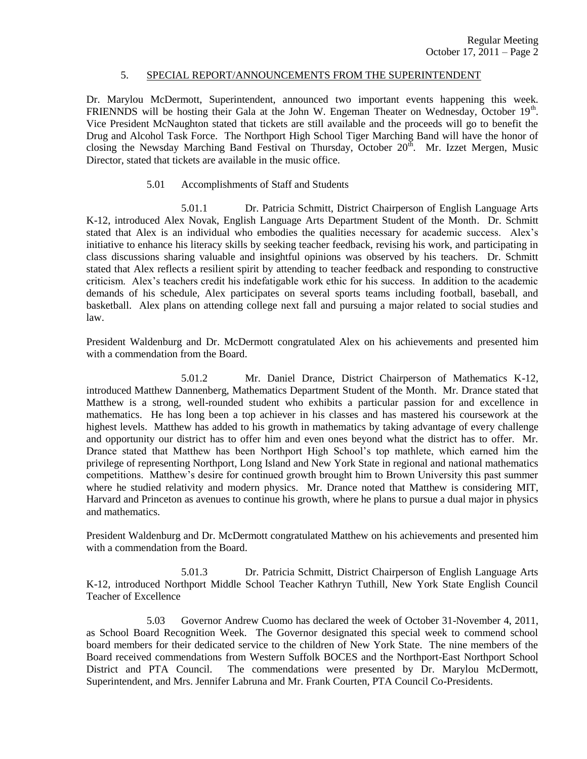## 5. SPECIAL REPORT/ANNOUNCEMENTS FROM THE SUPERINTENDENT

Dr. Marylou McDermott, Superintendent, announced two important events happening this week. FRIENNDS will be hosting their Gala at the John W. Engeman Theater on Wednesday, October 19th. Vice President McNaughton stated that tickets are still available and the proceeds will go to benefit the Drug and Alcohol Task Force. The Northport High School Tiger Marching Band will have the honor of closing the Newsday Marching Band Festival on Thursday, October 20th. Mr. Izzet Mergen, Music Director, stated that tickets are available in the music office.

5.01 Accomplishments of Staff and Students

5.01.1 Dr. Patricia Schmitt, District Chairperson of English Language Arts K-12, introduced Alex Novak, English Language Arts Department Student of the Month. Dr. Schmitt stated that Alex is an individual who embodies the qualities necessary for academic success. Alex's initiative to enhance his literacy skills by seeking teacher feedback, revising his work, and participating in class discussions sharing valuable and insightful opinions was observed by his teachers. Dr. Schmitt stated that Alex reflects a resilient spirit by attending to teacher feedback and responding to constructive criticism. Alex's teachers credit his indefatigable work ethic for his success. In addition to the academic demands of his schedule, Alex participates on several sports teams including football, baseball, and basketball. Alex plans on attending college next fall and pursuing a major related to social studies and law.

President Waldenburg and Dr. McDermott congratulated Alex on his achievements and presented him with a commendation from the Board.

5.01.2 Mr. Daniel Drance, District Chairperson of Mathematics K-12, introduced Matthew Dannenberg, Mathematics Department Student of the Month. Mr. Drance stated that Matthew is a strong, well-rounded student who exhibits a particular passion for and excellence in mathematics. He has long been a top achiever in his classes and has mastered his coursework at the highest levels. Matthew has added to his growth in mathematics by taking advantage of every challenge and opportunity our district has to offer him and even ones beyond what the district has to offer. Mr. Drance stated that Matthew has been Northport High School's top mathlete, which earned him the privilege of representing Northport, Long Island and New York State in regional and national mathematics competitions. Matthew's desire for continued growth brought him to Brown University this past summer where he studied relativity and modern physics. Mr. Drance noted that Matthew is considering MIT, Harvard and Princeton as avenues to continue his growth, where he plans to pursue a dual major in physics and mathematics.

President Waldenburg and Dr. McDermott congratulated Matthew on his achievements and presented him with a commendation from the Board.

5.01.3 Dr. Patricia Schmitt, District Chairperson of English Language Arts K-12, introduced Northport Middle School Teacher Kathryn Tuthill, New York State English Council Teacher of Excellence

5.03 Governor Andrew Cuomo has declared the week of October 31-November 4, 2011, as School Board Recognition Week. The Governor designated this special week to commend school board members for their dedicated service to the children of New York State. The nine members of the Board received commendations from Western Suffolk BOCES and the Northport-East Northport School District and PTA Council. The commendations were presented by Dr. Marylou McDermott, Superintendent, and Mrs. Jennifer Labruna and Mr. Frank Courten, PTA Council Co-Presidents.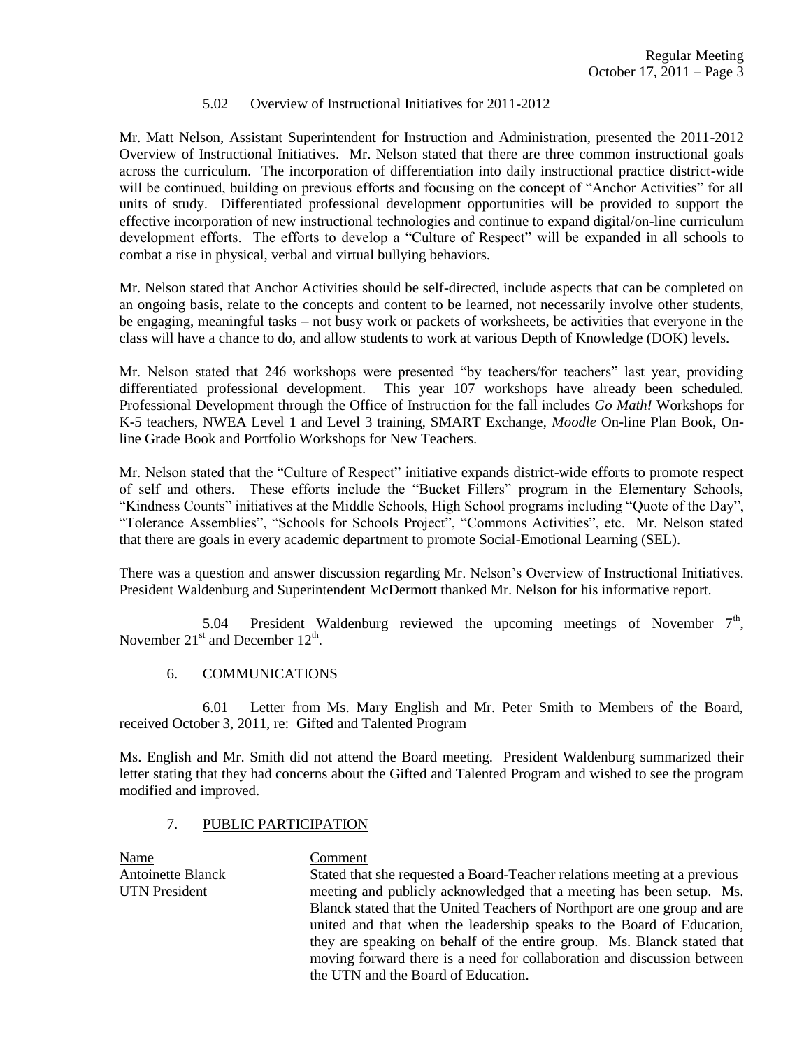5.02 Overview of Instructional Initiatives for 2011-2012

Mr. Matt Nelson, Assistant Superintendent for Instruction and Administration, presented the 2011-2012 Overview of Instructional Initiatives. Mr. Nelson stated that there are three common instructional goals across the curriculum. The incorporation of differentiation into daily instructional practice district-wide will be continued, building on previous efforts and focusing on the concept of "Anchor Activities" for all units of study. Differentiated professional development opportunities will be provided to support the effective incorporation of new instructional technologies and continue to expand digital/on-line curriculum development efforts. The efforts to develop a "Culture of Respect" will be expanded in all schools to combat a rise in physical, verbal and virtual bullying behaviors.

Mr. Nelson stated that Anchor Activities should be self-directed, include aspects that can be completed on an ongoing basis, relate to the concepts and content to be learned, not necessarily involve other students, be engaging, meaningful tasks – not busy work or packets of worksheets, be activities that everyone in the class will have a chance to do, and allow students to work at various Depth of Knowledge (DOK) levels.

Mr. Nelson stated that 246 workshops were presented "by teachers/for teachers" last year, providing differentiated professional development. This year 107 workshops have already been scheduled. Professional Development through the Office of Instruction for the fall includes *Go Math!* Workshops for K-5 teachers, NWEA Level 1 and Level 3 training, SMART Exchange, *Moodle* On-line Plan Book, On-line Grade Book and Portfolio Workshops for New Teachers.

Mr. Nelson stated that the "Culture of Respect" initiative expands district-wide efforts to promote respect of self and others. These efforts include the "Bucket Fillers" program in the Elementary Schools, "Kindness Counts" initiatives at the Middle Schools, High School programs including "Quote of the Day", "Tolerance Assemblies", "Schools for Schools Project", "Commons Activities", etc. Mr. Nelson stated that there are goals in every academic department to promote Social-Emotional Learning (SEL).

There was a question and answer discussion regarding Mr. Nelson's Overview of Instructional Initiatives. President Waldenburg and Superintendent McDermott thanked Mr. Nelson for his informative report.

5.04 President Waldenburg reviewed the upcoming meetings of November 7th, November 21st and December 12th.

6. COMMUNICATIONS

6.01 Letter from Ms. Mary English and Mr. Peter Smith to Members of the Board, received October 3, 2011, re: Gifted and Talented Program

Ms. English and Mr. Smith did not attend the Board meeting. President Waldenburg summarized their letter stating that they had concerns about the Gifted and Talented Program and wished to see the program modified and improved.

7. PUBLIC PARTICIPATION

| Name | Comment |
|---|---|
| Antoinette Blanck<br>UTN President | Stated that she requested a Board-Teacher relations meeting at a previous meeting and publicly acknowledged that a meeting has been setup. Ms. Blanck stated that the United Teachers of Northport are one group and are united and that when the leadership speaks to the Board of Education, they are speaking on behalf of the entire group. Ms. Blanck stated that moving forward there is a need for collaboration and discussion between the UTN and the Board of Education. |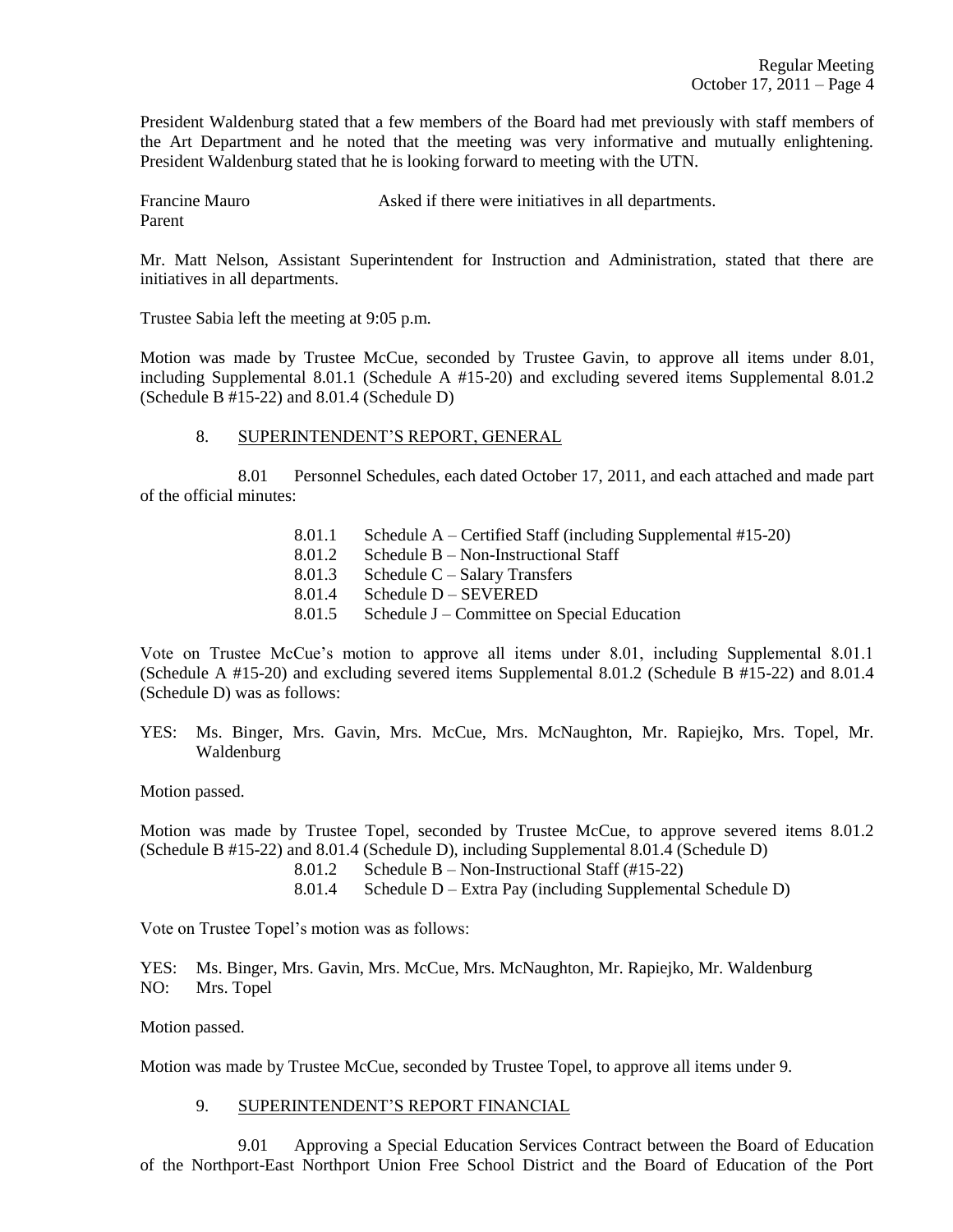President Waldenburg stated that a few members of the Board had met previously with staff members of the Art Department and he noted that the meeting was very informative and mutually enlightening. President Waldenburg stated that he is looking forward to meeting with the UTN.

Francine Mauro — Asked if there were initiatives in all departments.
Parent

Mr. Matt Nelson, Assistant Superintendent for Instruction and Administration, stated that there are initiatives in all departments.

Trustee Sabia left the meeting at 9:05 p.m.

Motion was made by Trustee McCue, seconded by Trustee Gavin, to approve all items under 8.01, including Supplemental 8.01.1 (Schedule A #15-20) and excluding severed items Supplemental 8.01.2 (Schedule B #15-22) and 8.01.4 (Schedule D)

8. SUPERINTENDENT'S REPORT, GENERAL

8.01 Personnel Schedules, each dated October 17, 2011, and each attached and made part of the official minutes:

- 8.01.1 Schedule A – Certified Staff (including Supplemental #15-20)
- 8.01.2 Schedule B – Non-Instructional Staff
- 8.01.3 Schedule C – Salary Transfers
- 8.01.4 Schedule D – SEVERED
- 8.01.5 Schedule J – Committee on Special Education

Vote on Trustee McCue's motion to approve all items under 8.01, including Supplemental 8.01.1 (Schedule A #15-20) and excluding severed items Supplemental 8.01.2 (Schedule B #15-22) and 8.01.4 (Schedule D) was as follows:

YES: Ms. Binger, Mrs. Gavin, Mrs. McCue, Mrs. McNaughton, Mr. Rapiejko, Mrs. Topel, Mr. Waldenburg

Motion passed.

Motion was made by Trustee Topel, seconded by Trustee McCue, to approve severed items 8.01.2 (Schedule B #15-22) and 8.01.4 (Schedule D), including Supplemental 8.01.4 (Schedule D)

- 8.01.2 Schedule B – Non-Instructional Staff (#15-22)
- 8.01.4 Schedule D – Extra Pay (including Supplemental Schedule D)

Vote on Trustee Topel's motion was as follows:

YES: Ms. Binger, Mrs. Gavin, Mrs. McCue, Mrs. McNaughton, Mr. Rapiejko, Mr. Waldenburg
NO: Mrs. Topel

Motion passed.

Motion was made by Trustee McCue, seconded by Trustee Topel, to approve all items under 9.

9. SUPERINTENDENT'S REPORT FINANCIAL

9.01 Approving a Special Education Services Contract between the Board of Education of the Northport-East Northport Union Free School District and the Board of Education of the Port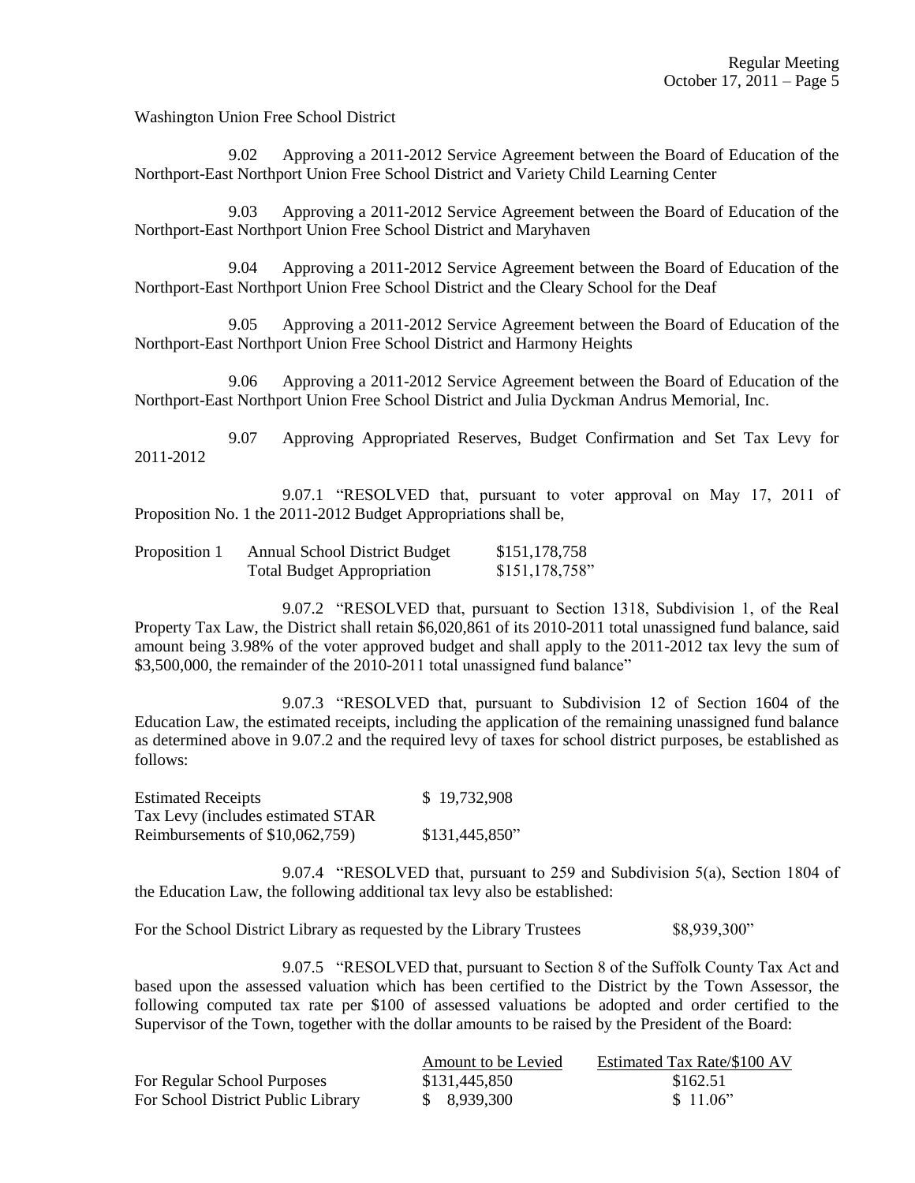Washington Union Free School District

9.02 Approving a 2011-2012 Service Agreement between the Board of Education of the Northport-East Northport Union Free School District and Variety Child Learning Center

9.03 Approving a 2011-2012 Service Agreement between the Board of Education of the Northport-East Northport Union Free School District and Maryhaven

9.04 Approving a 2011-2012 Service Agreement between the Board of Education of the Northport-East Northport Union Free School District and the Cleary School for the Deaf

9.05 Approving a 2011-2012 Service Agreement between the Board of Education of the Northport-East Northport Union Free School District and Harmony Heights

9.06 Approving a 2011-2012 Service Agreement between the Board of Education of the Northport-East Northport Union Free School District and Julia Dyckman Andrus Memorial, Inc.

9.07 Approving Appropriated Reserves, Budget Confirmation and Set Tax Levy for 2011-2012

9.07.1 "RESOLVED that, pursuant to voter approval on May 17, 2011 of Proposition No. 1 the 2011-2012 Budget Appropriations shall be,

| | | |
|---|---|---|
| Proposition 1 | Annual School District Budget | \$151,178,758 |
| | Total Budget Appropriation | \$151,178,758" |

9.07.2 "RESOLVED that, pursuant to Section 1318, Subdivision 1, of the Real Property Tax Law, the District shall retain \$6,020,861 of its 2010-2011 total unassigned fund balance, said amount being 3.98% of the voter approved budget and shall apply to the 2011-2012 tax levy the sum of \$3,500,000, the remainder of the 2010-2011 total unassigned fund balance"

9.07.3 "RESOLVED that, pursuant to Subdivision 12 of Section 1604 of the Education Law, the estimated receipts, including the application of the remaining unassigned fund balance as determined above in 9.07.2 and the required levy of taxes for school district purposes, be established as follows:

| | |
|---|---|
| Estimated Receipts | \$ 19,732,908 |
| Tax Levy (includes estimated STAR Reimbursements of \$10,062,759) | \$131,445,850" |

9.07.4 "RESOLVED that, pursuant to 259 and Subdivision 5(a), Section 1804 of the Education Law, the following additional tax levy also be established:

For the School District Library as requested by the Library Trustees \$8,939,300"

9.07.5 "RESOLVED that, pursuant to Section 8 of the Suffolk County Tax Act and based upon the assessed valuation which has been certified to the District by the Town Assessor, the following computed tax rate per \$100 of assessed valuations be adopted and order certified to the Supervisor of the Town, together with the dollar amounts to be raised by the President of the Board:

| | Amount to be Levied | Estimated Tax Rate/\$100 AV |
|---|---|---|
| For Regular School Purposes | \$131,445,850 | \$162.51 |
| For School District Public Library | \$ 8,939,300 | \$ 11.06" |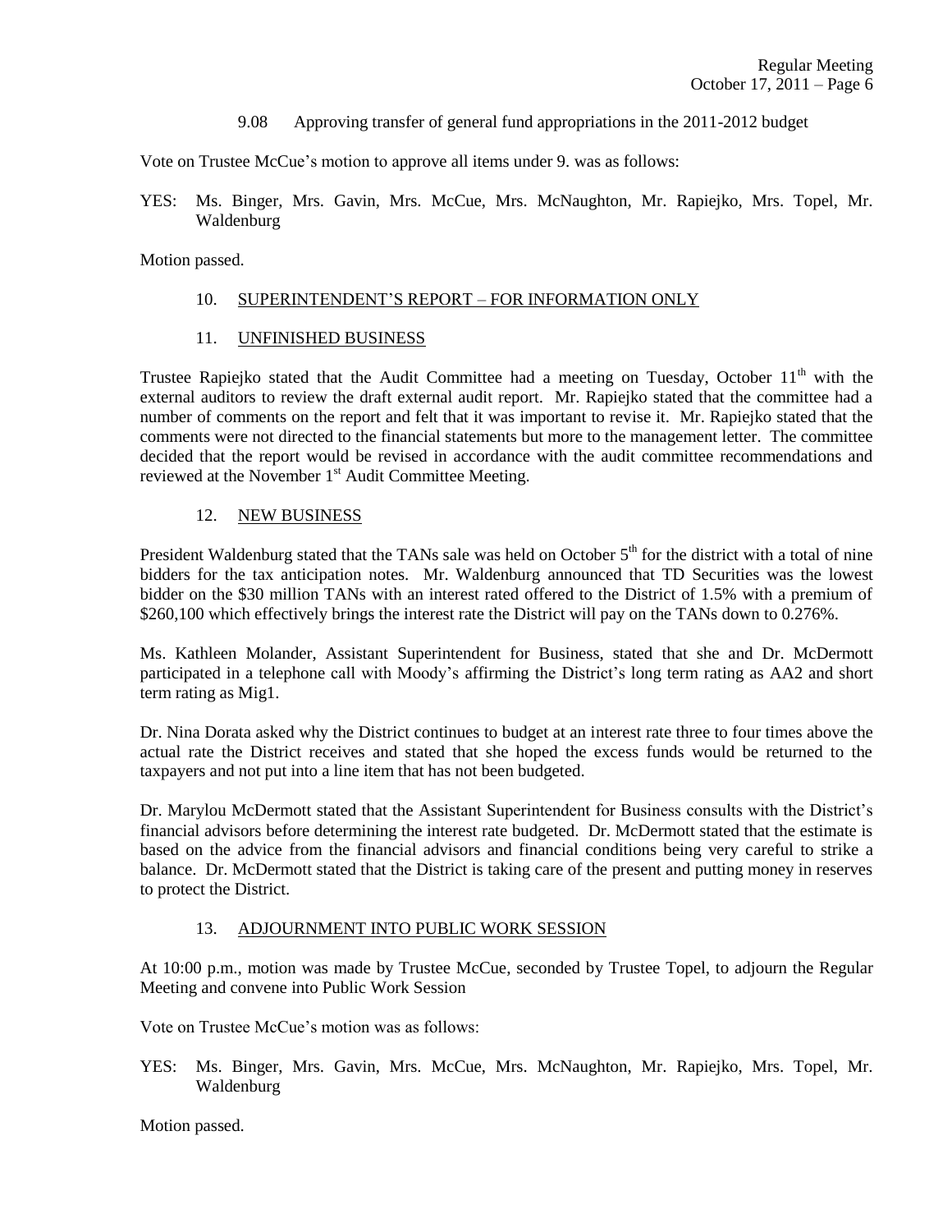9.08 Approving transfer of general fund appropriations in the 2011-2012 budget

Vote on Trustee McCue's motion to approve all items under 9. was as follows:

YES: Ms. Binger, Mrs. Gavin, Mrs. McCue, Mrs. McNaughton, Mr. Rapiejko, Mrs. Topel, Mr. Waldenburg

Motion passed.

## 10. SUPERINTENDENT'S REPORT – FOR INFORMATION ONLY

## 11. UNFINISHED BUSINESS

Trustee Rapiejko stated that the Audit Committee had a meeting on Tuesday, October 11th with the external auditors to review the draft external audit report. Mr. Rapiejko stated that the committee had a number of comments on the report and felt that it was important to revise it. Mr. Rapiejko stated that the comments were not directed to the financial statements but more to the management letter. The committee decided that the report would be revised in accordance with the audit committee recommendations and reviewed at the November 1st Audit Committee Meeting.

## 12. NEW BUSINESS

President Waldenburg stated that the TANs sale was held on October 5th for the district with a total of nine bidders for the tax anticipation notes. Mr. Waldenburg announced that TD Securities was the lowest bidder on the $30 million TANs with an interest rated offered to the District of 1.5% with a premium of $260,100 which effectively brings the interest rate the District will pay on the TANs down to 0.276%.

Ms. Kathleen Molander, Assistant Superintendent for Business, stated that she and Dr. McDermott participated in a telephone call with Moody's affirming the District's long term rating as AA2 and short term rating as Mig1.

Dr. Nina Dorata asked why the District continues to budget at an interest rate three to four times above the actual rate the District receives and stated that she hoped the excess funds would be returned to the taxpayers and not put into a line item that has not been budgeted.

Dr. Marylou McDermott stated that the Assistant Superintendent for Business consults with the District's financial advisors before determining the interest rate budgeted. Dr. McDermott stated that the estimate is based on the advice from the financial advisors and financial conditions being very careful to strike a balance. Dr. McDermott stated that the District is taking care of the present and putting money in reserves to protect the District.

## 13. ADJOURNMENT INTO PUBLIC WORK SESSION

At 10:00 p.m., motion was made by Trustee McCue, seconded by Trustee Topel, to adjourn the Regular Meeting and convene into Public Work Session

Vote on Trustee McCue's motion was as follows:

YES: Ms. Binger, Mrs. Gavin, Mrs. McCue, Mrs. McNaughton, Mr. Rapiejko, Mrs. Topel, Mr. Waldenburg

Motion passed.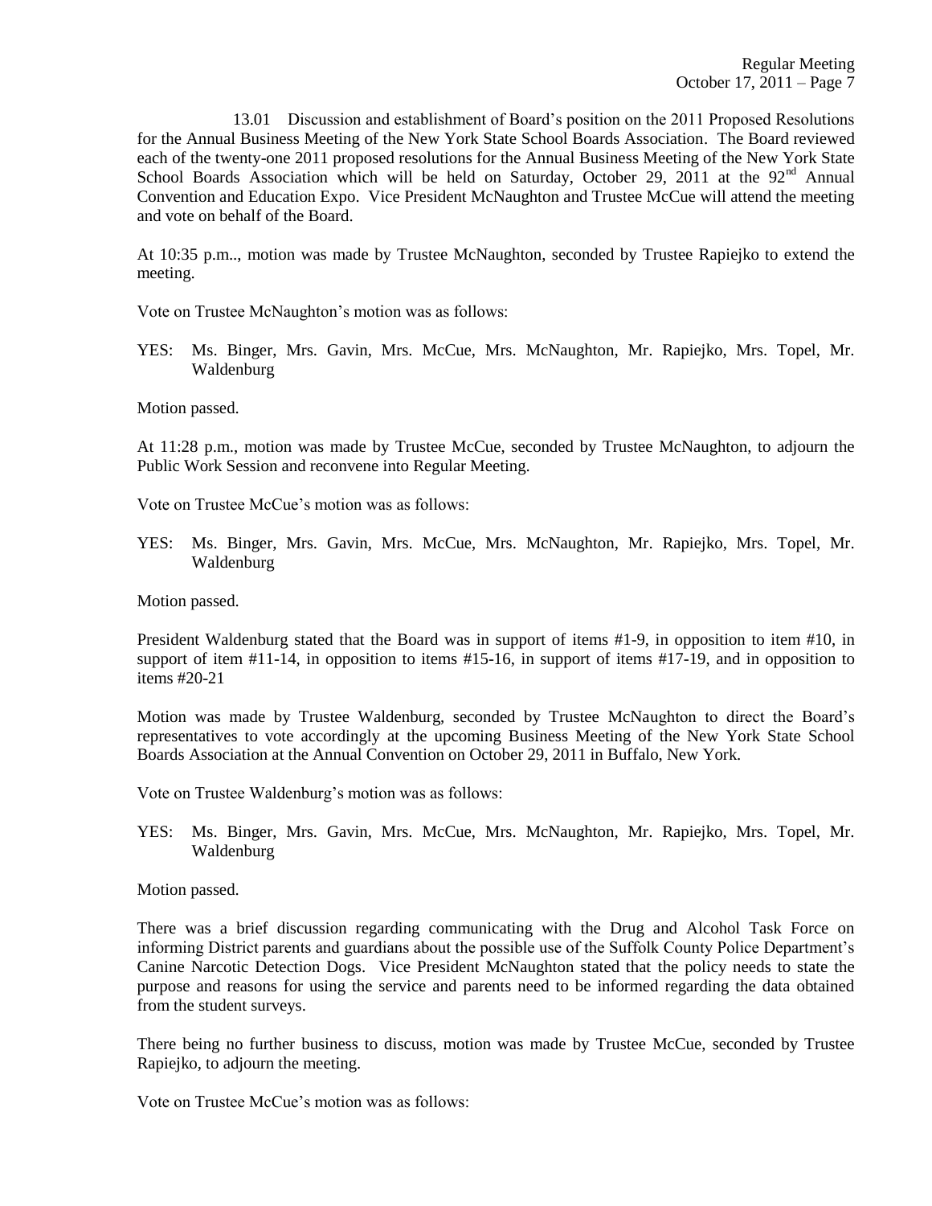13.01 Discussion and establishment of Board's position on the 2011 Proposed Resolutions for the Annual Business Meeting of the New York State School Boards Association. The Board reviewed each of the twenty-one 2011 proposed resolutions for the Annual Business Meeting of the New York State School Boards Association which will be held on Saturday, October 29, 2011 at the 92nd Annual Convention and Education Expo. Vice President McNaughton and Trustee McCue will attend the meeting and vote on behalf of the Board.

At 10:35 p.m.., motion was made by Trustee McNaughton, seconded by Trustee Rapiejko to extend the meeting.

Vote on Trustee McNaughton's motion was as follows:

YES: Ms. Binger, Mrs. Gavin, Mrs. McCue, Mrs. McNaughton, Mr. Rapiejko, Mrs. Topel, Mr. Waldenburg

Motion passed.

At 11:28 p.m., motion was made by Trustee McCue, seconded by Trustee McNaughton, to adjourn the Public Work Session and reconvene into Regular Meeting.

Vote on Trustee McCue's motion was as follows:

YES: Ms. Binger, Mrs. Gavin, Mrs. McCue, Mrs. McNaughton, Mr. Rapiejko, Mrs. Topel, Mr. Waldenburg

Motion passed.

President Waldenburg stated that the Board was in support of items #1-9, in opposition to item #10, in support of item #11-14, in opposition to items #15-16, in support of items #17-19, and in opposition to items #20-21

Motion was made by Trustee Waldenburg, seconded by Trustee McNaughton to direct the Board's representatives to vote accordingly at the upcoming Business Meeting of the New York State School Boards Association at the Annual Convention on October 29, 2011 in Buffalo, New York.

Vote on Trustee Waldenburg's motion was as follows:

YES: Ms. Binger, Mrs. Gavin, Mrs. McCue, Mrs. McNaughton, Mr. Rapiejko, Mrs. Topel, Mr. Waldenburg

Motion passed.

There was a brief discussion regarding communicating with the Drug and Alcohol Task Force on informing District parents and guardians about the possible use of the Suffolk County Police Department's Canine Narcotic Detection Dogs. Vice President McNaughton stated that the policy needs to state the purpose and reasons for using the service and parents need to be informed regarding the data obtained from the student surveys.

There being no further business to discuss, motion was made by Trustee McCue, seconded by Trustee Rapiejko, to adjourn the meeting.

Vote on Trustee McCue's motion was as follows: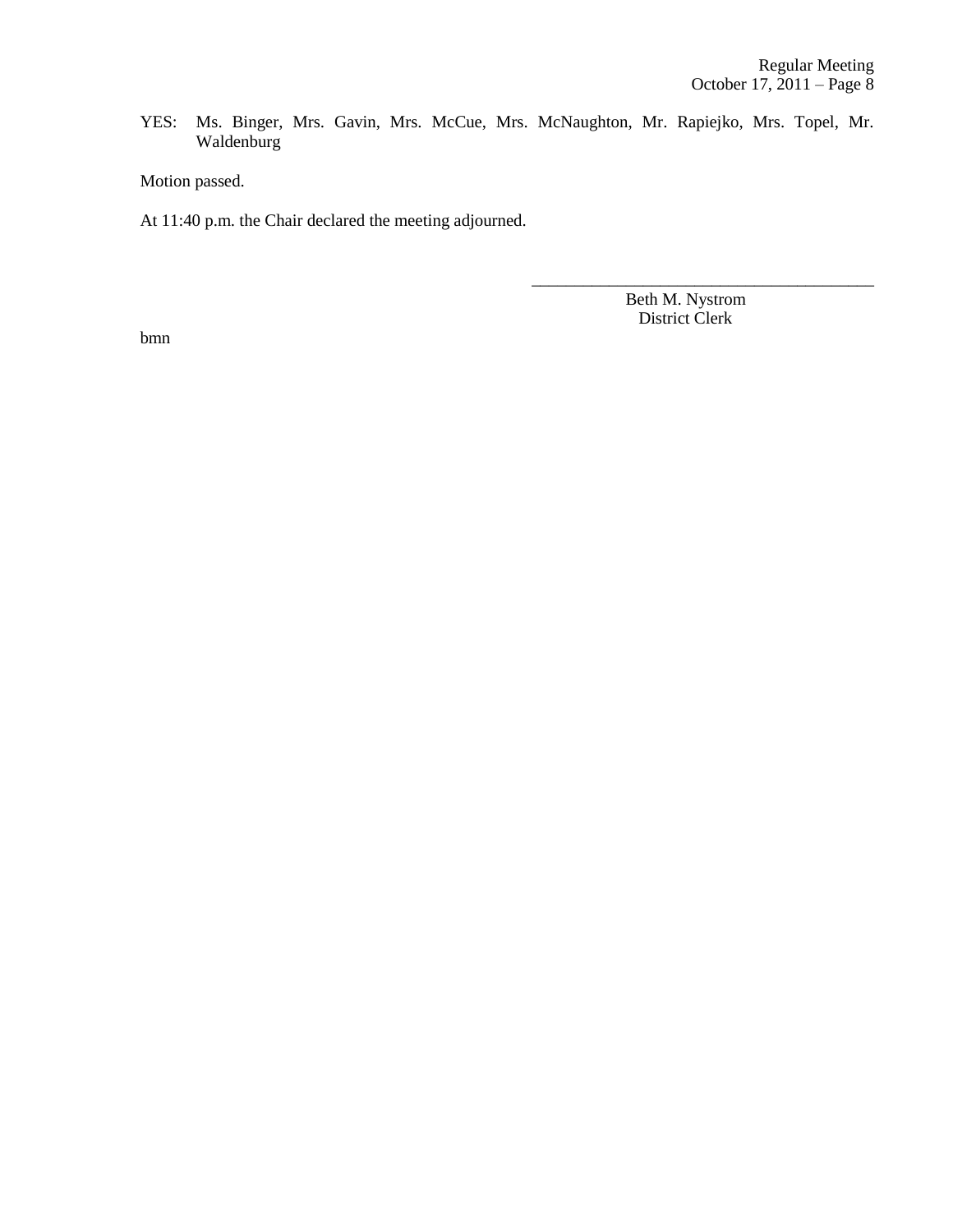YES: Ms. Binger, Mrs. Gavin, Mrs. McCue, Mrs. McNaughton, Mr. Rapiejko, Mrs. Topel, Mr. Waldenburg

Motion passed.

At 11:40 p.m. the Chair declared the meeting adjourned.

\_\_\_\_\_\_\_\_\_\_\_\_\_\_\_\_\_\_\_\_\_\_\_\_\_\_\_\_\_\_\_\_\_\_\_\_\_\_\_\_

Beth M. Nystrom
District Clerk

bmn